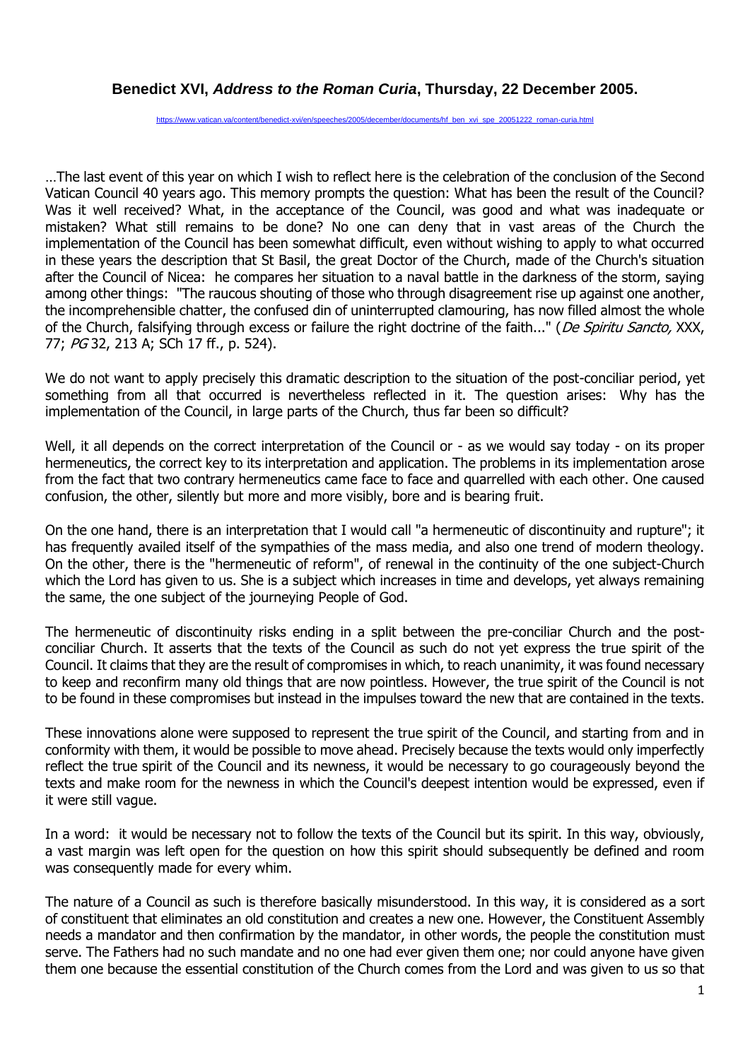## Benedict XVI, *Address to the Roman Curia*, Thursday, 22 December 2005.

https://www.vatican.va/content/benedict-xvi/en/speeches/2005/december/documents/hf_ben_xvi_spe_20051222_roman-curia.html

…The last event of this year on which I wish to reflect here is the celebration of the conclusion of the Second Vatican Council 40 years ago. This memory prompts the question: What has been the result of the Council? Was it well received? What, in the acceptance of the Council, was good and what was inadequate or mistaken? What still remains to be done? No one can deny that in vast areas of the Church the implementation of the Council has been somewhat difficult, even without wishing to apply to what occurred in these years the description that St Basil, the great Doctor of the Church, made of the Church's situation after the Council of Nicea: he compares her situation to a naval battle in the darkness of the storm, saying among other things: "The raucous shouting of those who through disagreement rise up against one another, the incomprehensible chatter, the confused din of uninterrupted clamouring, has now filled almost the whole of the Church, falsifying through excess or failure the right doctrine of the faith..." (*De Spiritu Sancto,* XXX, 77; *PG* 32, 213 A; SCh 17 ff., p. 524).

We do not want to apply precisely this dramatic description to the situation of the post-conciliar period, yet something from all that occurred is nevertheless reflected in it. The question arises: Why has the implementation of the Council, in large parts of the Church, thus far been so difficult?

Well, it all depends on the correct interpretation of the Council or - as we would say today - on its proper hermeneutics, the correct key to its interpretation and application. The problems in its implementation arose from the fact that two contrary hermeneutics came face to face and quarrelled with each other. One caused confusion, the other, silently but more and more visibly, bore and is bearing fruit.

On the one hand, there is an interpretation that I would call "a hermeneutic of discontinuity and rupture"; it has frequently availed itself of the sympathies of the mass media, and also one trend of modern theology. On the other, there is the "hermeneutic of reform", of renewal in the continuity of the one subject-Church which the Lord has given to us. She is a subject which increases in time and develops, yet always remaining the same, the one subject of the journeying People of God.

The hermeneutic of discontinuity risks ending in a split between the pre-conciliar Church and the post-conciliar Church. It asserts that the texts of the Council as such do not yet express the true spirit of the Council. It claims that they are the result of compromises in which, to reach unanimity, it was found necessary to keep and reconfirm many old things that are now pointless. However, the true spirit of the Council is not to be found in these compromises but instead in the impulses toward the new that are contained in the texts.

These innovations alone were supposed to represent the true spirit of the Council, and starting from and in conformity with them, it would be possible to move ahead. Precisely because the texts would only imperfectly reflect the true spirit of the Council and its newness, it would be necessary to go courageously beyond the texts and make room for the newness in which the Council's deepest intention would be expressed, even if it were still vague.

In a word: it would be necessary not to follow the texts of the Council but its spirit. In this way, obviously, a vast margin was left open for the question on how this spirit should subsequently be defined and room was consequently made for every whim.

The nature of a Council as such is therefore basically misunderstood. In this way, it is considered as a sort of constituent that eliminates an old constitution and creates a new one. However, the Constituent Assembly needs a mandator and then confirmation by the mandator, in other words, the people the constitution must serve. The Fathers had no such mandate and no one had ever given them one; nor could anyone have given them one because the essential constitution of the Church comes from the Lord and was given to us so that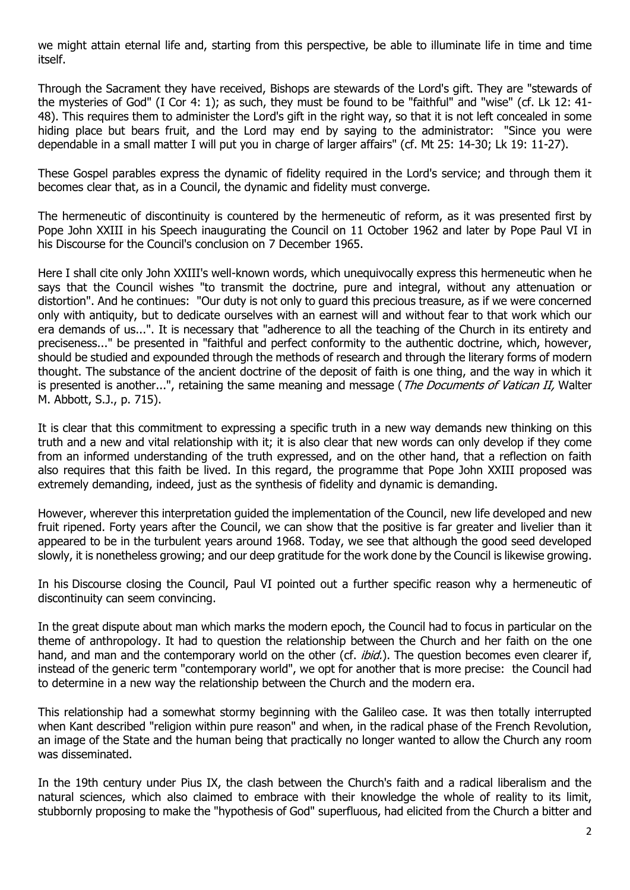we might attain eternal life and, starting from this perspective, be able to illuminate life in time and time itself.

Through the Sacrament they have received, Bishops are stewards of the Lord's gift. They are "stewards of the mysteries of God" (I Cor 4: 1); as such, they must be found to be "faithful" and "wise" (cf. Lk 12: 41-48). This requires them to administer the Lord's gift in the right way, so that it is not left concealed in some hiding place but bears fruit, and the Lord may end by saying to the administrator: "Since you were dependable in a small matter I will put you in charge of larger affairs" (cf. Mt 25: 14-30; Lk 19: 11-27).

These Gospel parables express the dynamic of fidelity required in the Lord's service; and through them it becomes clear that, as in a Council, the dynamic and fidelity must converge.

The hermeneutic of discontinuity is countered by the hermeneutic of reform, as it was presented first by Pope John XXIII in his Speech inaugurating the Council on 11 October 1962 and later by Pope Paul VI in his Discourse for the Council's conclusion on 7 December 1965.

Here I shall cite only John XXIII's well-known words, which unequivocally express this hermeneutic when he says that the Council wishes "to transmit the doctrine, pure and integral, without any attenuation or distortion". And he continues: "Our duty is not only to guard this precious treasure, as if we were concerned only with antiquity, but to dedicate ourselves with an earnest will and without fear to that work which our era demands of us...". It is necessary that "adherence to all the teaching of the Church in its entirety and preciseness..." be presented in "faithful and perfect conformity to the authentic doctrine, which, however, should be studied and expounded through the methods of research and through the literary forms of modern thought. The substance of the ancient doctrine of the deposit of faith is one thing, and the way in which it is presented is another...", retaining the same meaning and message (*The Documents of Vatican II,* Walter M. Abbott, S.J., p. 715).

It is clear that this commitment to expressing a specific truth in a new way demands new thinking on this truth and a new and vital relationship with it; it is also clear that new words can only develop if they come from an informed understanding of the truth expressed, and on the other hand, that a reflection on faith also requires that this faith be lived. In this regard, the programme that Pope John XXIII proposed was extremely demanding, indeed, just as the synthesis of fidelity and dynamic is demanding.

However, wherever this interpretation guided the implementation of the Council, new life developed and new fruit ripened. Forty years after the Council, we can show that the positive is far greater and livelier than it appeared to be in the turbulent years around 1968. Today, we see that although the good seed developed slowly, it is nonetheless growing; and our deep gratitude for the work done by the Council is likewise growing.

In his Discourse closing the Council, Paul VI pointed out a further specific reason why a hermeneutic of discontinuity can seem convincing.

In the great dispute about man which marks the modern epoch, the Council had to focus in particular on the theme of anthropology. It had to question the relationship between the Church and her faith on the one hand, and man and the contemporary world on the other (cf. *ibid.*). The question becomes even clearer if, instead of the generic term "contemporary world", we opt for another that is more precise: the Council had to determine in a new way the relationship between the Church and the modern era.

This relationship had a somewhat stormy beginning with the Galileo case. It was then totally interrupted when Kant described "religion within pure reason" and when, in the radical phase of the French Revolution, an image of the State and the human being that practically no longer wanted to allow the Church any room was disseminated.

In the 19th century under Pius IX, the clash between the Church's faith and a radical liberalism and the natural sciences, which also claimed to embrace with their knowledge the whole of reality to its limit, stubbornly proposing to make the "hypothesis of God" superfluous, had elicited from the Church a bitter and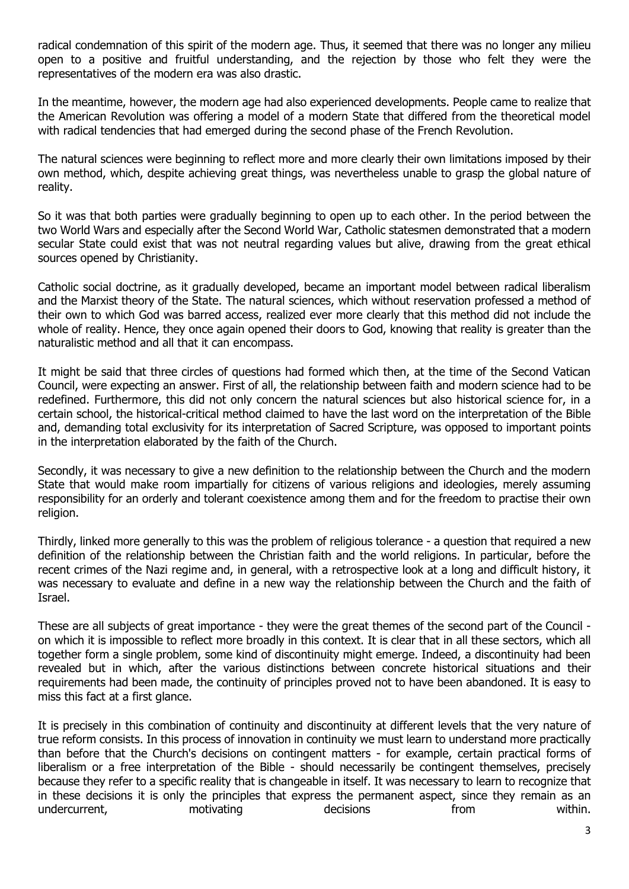radical condemnation of this spirit of the modern age. Thus, it seemed that there was no longer any milieu open to a positive and fruitful understanding, and the rejection by those who felt they were the representatives of the modern era was also drastic.

In the meantime, however, the modern age had also experienced developments. People came to realize that the American Revolution was offering a model of a modern State that differed from the theoretical model with radical tendencies that had emerged during the second phase of the French Revolution.

The natural sciences were beginning to reflect more and more clearly their own limitations imposed by their own method, which, despite achieving great things, was nevertheless unable to grasp the global nature of reality.

So it was that both parties were gradually beginning to open up to each other. In the period between the two World Wars and especially after the Second World War, Catholic statesmen demonstrated that a modern secular State could exist that was not neutral regarding values but alive, drawing from the great ethical sources opened by Christianity.

Catholic social doctrine, as it gradually developed, became an important model between radical liberalism and the Marxist theory of the State. The natural sciences, which without reservation professed a method of their own to which God was barred access, realized ever more clearly that this method did not include the whole of reality. Hence, they once again opened their doors to God, knowing that reality is greater than the naturalistic method and all that it can encompass.

It might be said that three circles of questions had formed which then, at the time of the Second Vatican Council, were expecting an answer. First of all, the relationship between faith and modern science had to be redefined. Furthermore, this did not only concern the natural sciences but also historical science for, in a certain school, the historical-critical method claimed to have the last word on the interpretation of the Bible and, demanding total exclusivity for its interpretation of Sacred Scripture, was opposed to important points in the interpretation elaborated by the faith of the Church.

Secondly, it was necessary to give a new definition to the relationship between the Church and the modern State that would make room impartially for citizens of various religions and ideologies, merely assuming responsibility for an orderly and tolerant coexistence among them and for the freedom to practise their own religion.

Thirdly, linked more generally to this was the problem of religious tolerance - a question that required a new definition of the relationship between the Christian faith and the world religions. In particular, before the recent crimes of the Nazi regime and, in general, with a retrospective look at a long and difficult history, it was necessary to evaluate and define in a new way the relationship between the Church and the faith of Israel.

These are all subjects of great importance - they were the great themes of the second part of the Council - on which it is impossible to reflect more broadly in this context. It is clear that in all these sectors, which all together form a single problem, some kind of discontinuity might emerge. Indeed, a discontinuity had been revealed but in which, after the various distinctions between concrete historical situations and their requirements had been made, the continuity of principles proved not to have been abandoned. It is easy to miss this fact at a first glance.

It is precisely in this combination of continuity and discontinuity at different levels that the very nature of true reform consists. In this process of innovation in continuity we must learn to understand more practically than before that the Church's decisions on contingent matters - for example, certain practical forms of liberalism or a free interpretation of the Bible - should necessarily be contingent themselves, precisely because they refer to a specific reality that is changeable in itself. It was necessary to learn to recognize that in these decisions it is only the principles that express the permanent aspect, since they remain as an undercurrent, motivating decisions from within.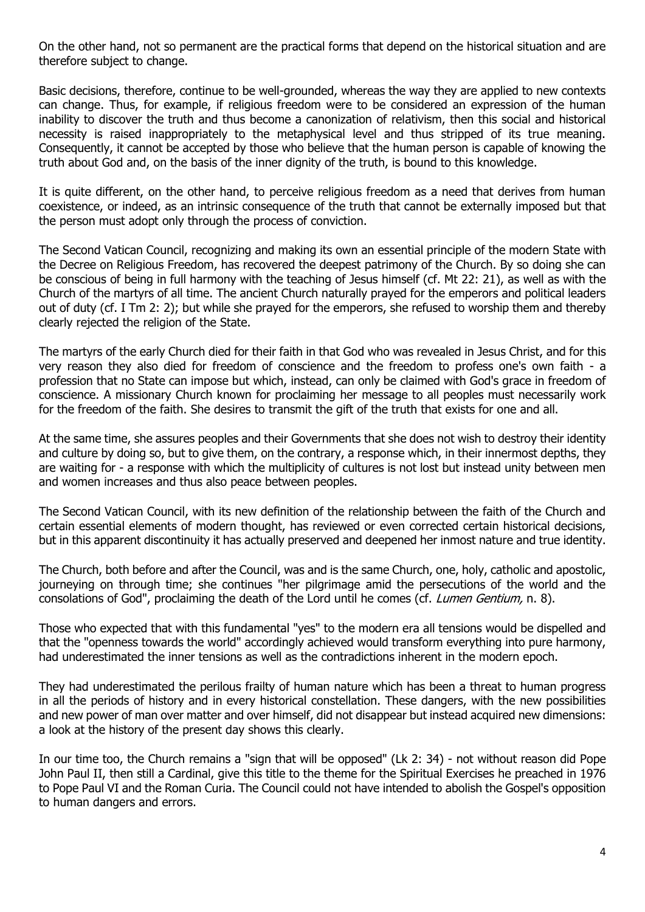On the other hand, not so permanent are the practical forms that depend on the historical situation and are therefore subject to change.

Basic decisions, therefore, continue to be well-grounded, whereas the way they are applied to new contexts can change. Thus, for example, if religious freedom were to be considered an expression of the human inability to discover the truth and thus become a canonization of relativism, then this social and historical necessity is raised inappropriately to the metaphysical level and thus stripped of its true meaning. Consequently, it cannot be accepted by those who believe that the human person is capable of knowing the truth about God and, on the basis of the inner dignity of the truth, is bound to this knowledge.

It is quite different, on the other hand, to perceive religious freedom as a need that derives from human coexistence, or indeed, as an intrinsic consequence of the truth that cannot be externally imposed but that the person must adopt only through the process of conviction.

The Second Vatican Council, recognizing and making its own an essential principle of the modern State with the Decree on Religious Freedom, has recovered the deepest patrimony of the Church. By so doing she can be conscious of being in full harmony with the teaching of Jesus himself (cf. Mt 22: 21), as well as with the Church of the martyrs of all time. The ancient Church naturally prayed for the emperors and political leaders out of duty (cf. I Tm 2: 2); but while she prayed for the emperors, she refused to worship them and thereby clearly rejected the religion of the State.

The martyrs of the early Church died for their faith in that God who was revealed in Jesus Christ, and for this very reason they also died for freedom of conscience and the freedom to profess one's own faith - a profession that no State can impose but which, instead, can only be claimed with God's grace in freedom of conscience. A missionary Church known for proclaiming her message to all peoples must necessarily work for the freedom of the faith. She desires to transmit the gift of the truth that exists for one and all.

At the same time, she assures peoples and their Governments that she does not wish to destroy their identity and culture by doing so, but to give them, on the contrary, a response which, in their innermost depths, they are waiting for - a response with which the multiplicity of cultures is not lost but instead unity between men and women increases and thus also peace between peoples.

The Second Vatican Council, with its new definition of the relationship between the faith of the Church and certain essential elements of modern thought, has reviewed or even corrected certain historical decisions, but in this apparent discontinuity it has actually preserved and deepened her inmost nature and true identity.

The Church, both before and after the Council, was and is the same Church, one, holy, catholic and apostolic, journeying on through time; she continues "her pilgrimage amid the persecutions of the world and the consolations of God", proclaiming the death of the Lord until he comes (cf. *Lumen Gentium,* n. 8).

Those who expected that with this fundamental "yes" to the modern era all tensions would be dispelled and that the "openness towards the world" accordingly achieved would transform everything into pure harmony, had underestimated the inner tensions as well as the contradictions inherent in the modern epoch.

They had underestimated the perilous frailty of human nature which has been a threat to human progress in all the periods of history and in every historical constellation. These dangers, with the new possibilities and new power of man over matter and over himself, did not disappear but instead acquired new dimensions: a look at the history of the present day shows this clearly.

In our time too, the Church remains a "sign that will be opposed" (Lk 2: 34) - not without reason did Pope John Paul II, then still a Cardinal, give this title to the theme for the Spiritual Exercises he preached in 1976 to Pope Paul VI and the Roman Curia. The Council could not have intended to abolish the Gospel's opposition to human dangers and errors.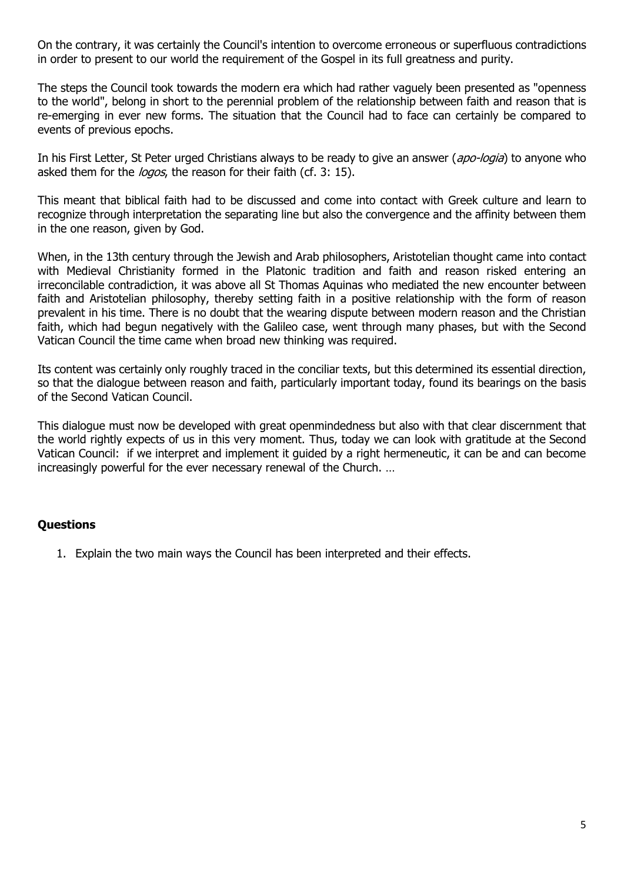On the contrary, it was certainly the Council's intention to overcome erroneous or superfluous contradictions in order to present to our world the requirement of the Gospel in its full greatness and purity.

The steps the Council took towards the modern era which had rather vaguely been presented as "openness to the world", belong in short to the perennial problem of the relationship between faith and reason that is re-emerging in ever new forms. The situation that the Council had to face can certainly be compared to events of previous epochs.

In his First Letter, St Peter urged Christians always to be ready to give an answer (*apo-logia*) to anyone who asked them for the *logos*, the reason for their faith (cf. 3: 15).

This meant that biblical faith had to be discussed and come into contact with Greek culture and learn to recognize through interpretation the separating line but also the convergence and the affinity between them in the one reason, given by God.

When, in the 13th century through the Jewish and Arab philosophers, Aristotelian thought came into contact with Medieval Christianity formed in the Platonic tradition and faith and reason risked entering an irreconcilable contradiction, it was above all St Thomas Aquinas who mediated the new encounter between faith and Aristotelian philosophy, thereby setting faith in a positive relationship with the form of reason prevalent in his time. There is no doubt that the wearing dispute between modern reason and the Christian faith, which had begun negatively with the Galileo case, went through many phases, but with the Second Vatican Council the time came when broad new thinking was required.

Its content was certainly only roughly traced in the conciliar texts, but this determined its essential direction, so that the dialogue between reason and faith, particularly important today, found its bearings on the basis of the Second Vatican Council.

This dialogue must now be developed with great openmindedness but also with that clear discernment that the world rightly expects of us in this very moment. Thus, today we can look with gratitude at the Second Vatican Council: if we interpret and implement it guided by a right hermeneutic, it can be and can become increasingly powerful for the ever necessary renewal of the Church. …

**Questions**

1. Explain the two main ways the Council has been interpreted and their effects.